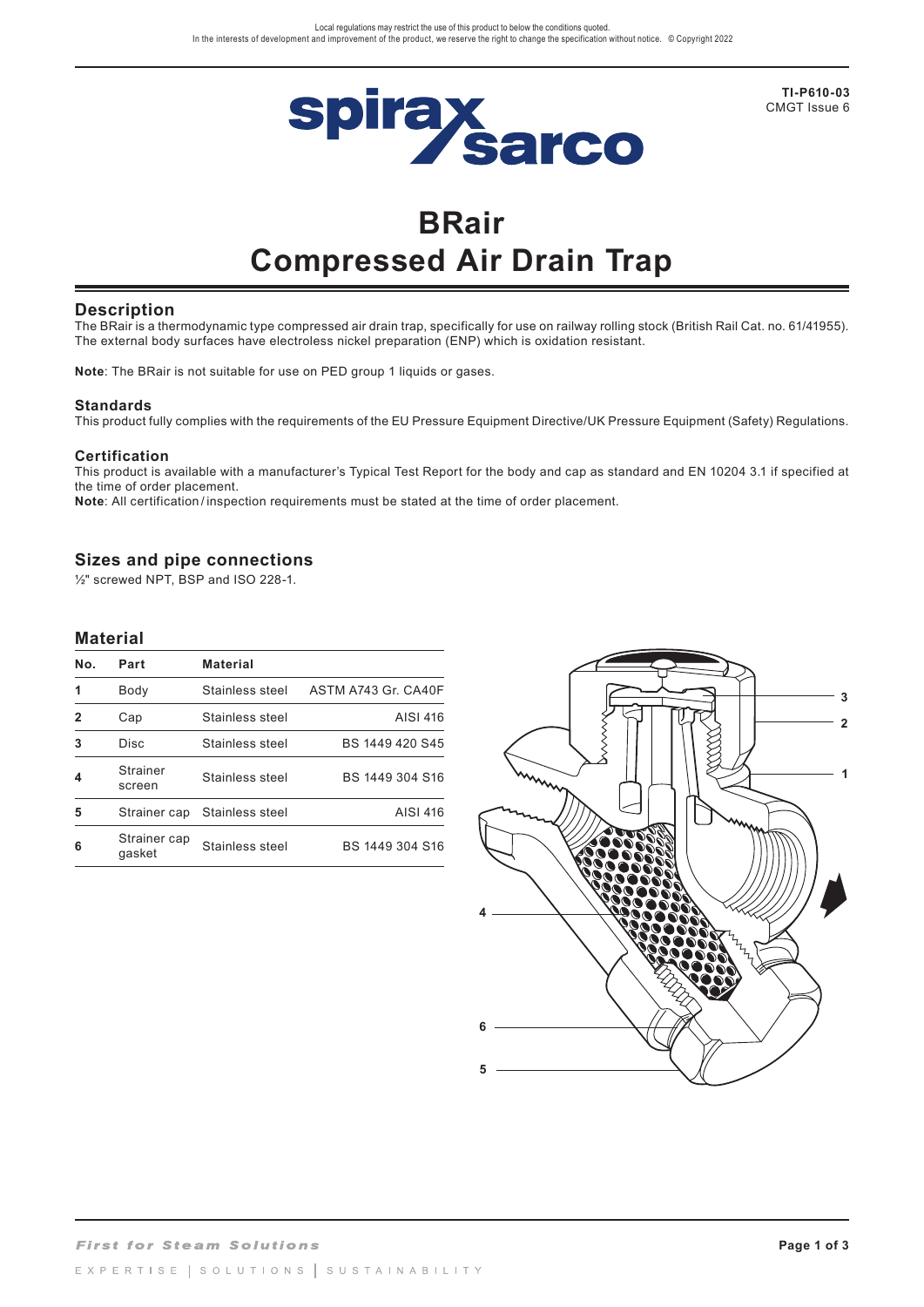Local regulations may restrict the use of this product to below the conditions quoted.
In the interests of development and improvement of the product, we reserve the right to change the specification without notice. © Copyright 2022

TI-P610-03
CMGT Issue 6

# BRair
# Compressed Air Drain Trap

## Description

The BRair is a thermodynamic type compressed air drain trap, specifically for use on railway rolling stock (British Rail Cat. no. 61/41955). The external body surfaces have electroless nickel preparation (ENP) which is oxidation resistant.

**Note**: The BRair is not suitable for use on PED group 1 liquids or gases.

### Standards

This product fully complies with the requirements of the EU Pressure Equipment Directive/UK Pressure Equipment (Safety) Regulations.

### Certification

This product is available with a manufacturer's Typical Test Report for the body and cap as standard and EN 10204 3.1 if specified at the time of order placement.
**Note**: All certification / inspection requirements must be stated at the time of order placement.

## Sizes and pipe connections

½" screwed NPT, BSP and ISO 228-1.

## Material

| No. | Part | Material | |
|---|---|---|---|
| 1 | Body | Stainless steel | ASTM A743 Gr. CA40F |
| 2 | Cap | Stainless steel | AISI 416 |
| 3 | Disc | Stainless steel | BS 1449 420 S45 |
| 4 | Strainer screen | Stainless steel | BS 1449 304 S16 |
| 5 | Strainer cap | Stainless steel | AISI 416 |
| 6 | Strainer cap gasket | Stainless steel | BS 1449 304 S16 |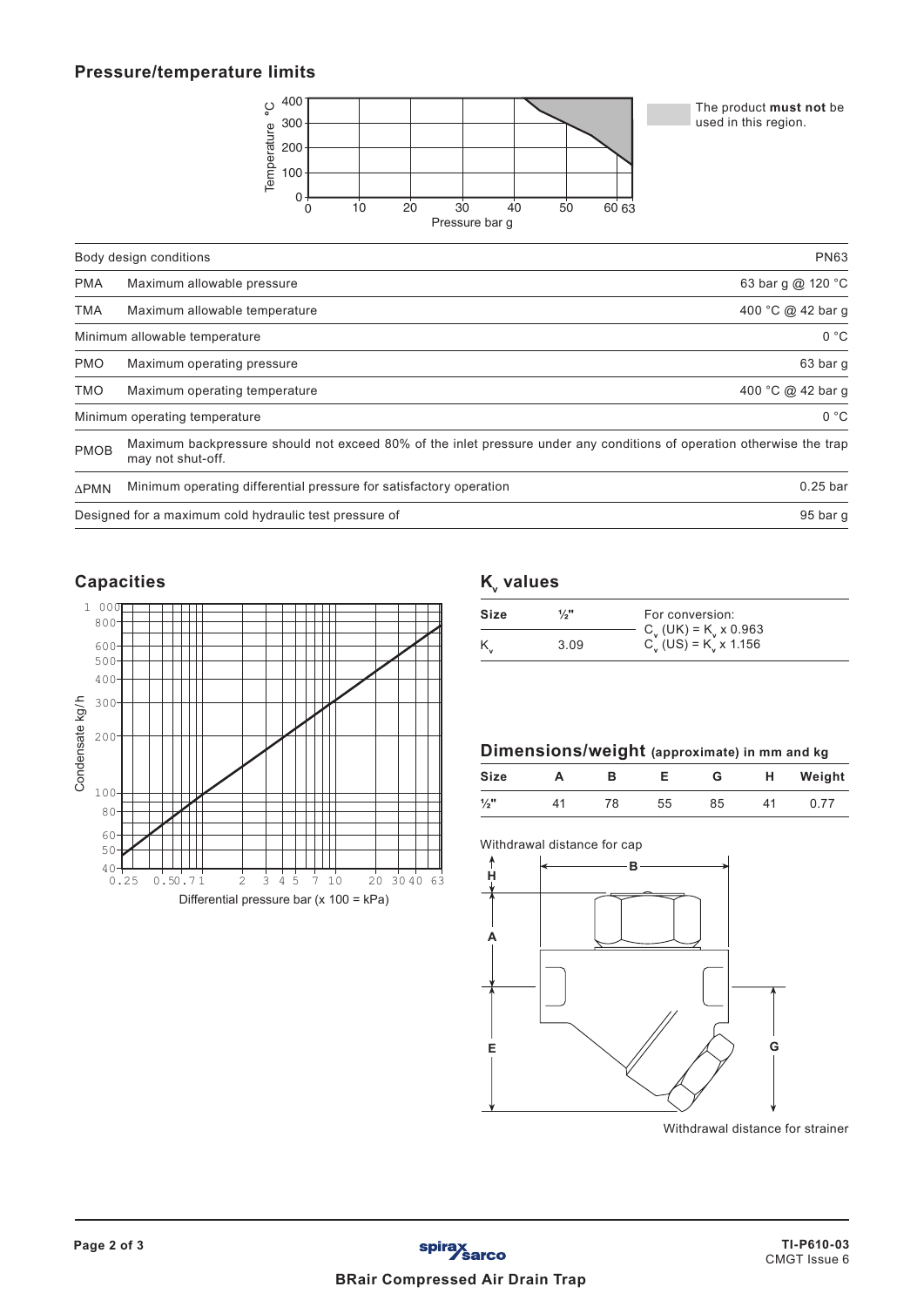## Pressure/temperature limits

The product **must not** be used in this region.

| Body design conditions | | PN63 |
|---|---|---|
| PMA | Maximum allowable pressure | 63 bar g @ 120 °C |
| TMA | Maximum allowable temperature | 400 °C @ 42 bar g |
| Minimum allowable temperature | | 0 °C |
| PMO | Maximum operating pressure | 63 bar g |
| TMO | Maximum operating temperature | 400 °C @ 42 bar g |
| Minimum operating temperature | | 0 °C |
| PMOB | Maximum backpressure should not exceed 80% of the inlet pressure under any conditions of operation otherwise the trap may not shut-off. | |
| ΔPMN | Minimum operating differential pressure for satisfactory operation | 0.25 bar |
| Designed for a maximum cold hydraulic test pressure of | | 95 bar g |

## Capacities

Differential pressure bar (x 100 = kPa)

## $K_v$ values

| Size | ½" |
|---|---|
| $K_v$ | 3.09 |

For conversion:
$C_v$ (UK) = $K_v$ x 0.963
$C_v$ (US) = $K_v$ x 1.156

## Dimensions/weight (approximate) in mm and kg

| Size | A | B | E | G | H | Weight |
|---|---|---|---|---|---|---|
| ½" | 41 | 78 | 55 | 85 | 41 | 0.77 |

Withdrawal distance for cap

Withdrawal distance for strainer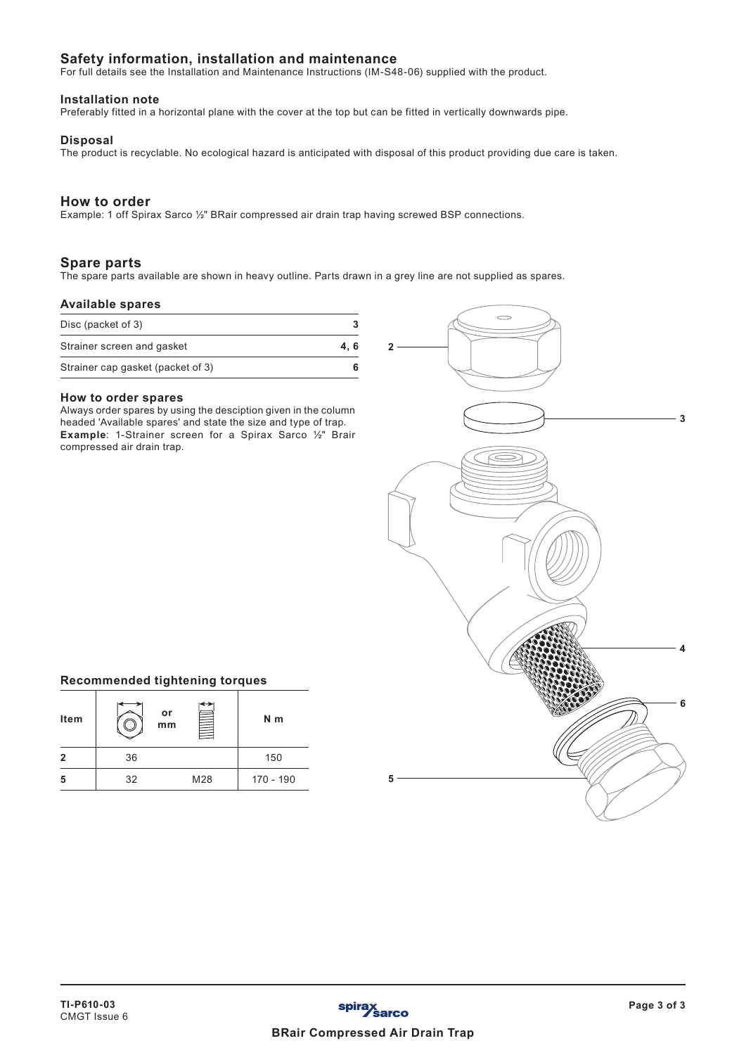## Safety information, installation and maintenance

For full details see the Installation and Maintenance Instructions (IM-S48-06) supplied with the product.

### Installation note

Preferably fitted in a horizontal plane with the cover at the top but can be fitted in vertically downwards pipe.

### Disposal

The product is recyclable. No ecological hazard is anticipated with disposal of this product providing due care is taken.

## How to order

Example: 1 off Spirax Sarco ½" BRair compressed air drain trap having screwed BSP connections.

## Spare parts

The spare parts available are shown in heavy outline. Parts drawn in a grey line are not supplied as spares.

### Available spares

| | |
|---|---|
| Disc (packet of 3) | 3 |
| Strainer screen and gasket | 4, 6 |
| Strainer cap gasket (packet of 3) | 6 |

### How to order spares

Always order spares by using the desciption given in the column headed 'Available spares' and state the size and type of trap.

**Example**: 1-Strainer screen for a Spirax Sarco ½" Brair compressed air drain trap.

2

3

4

6

5

### Recommended tightening torques

| Item | or mm | | N m |
|---|---|---|---|
| 2 | 36 | | 150 |
| 5 | 32 | M28 | 170 - 190 |